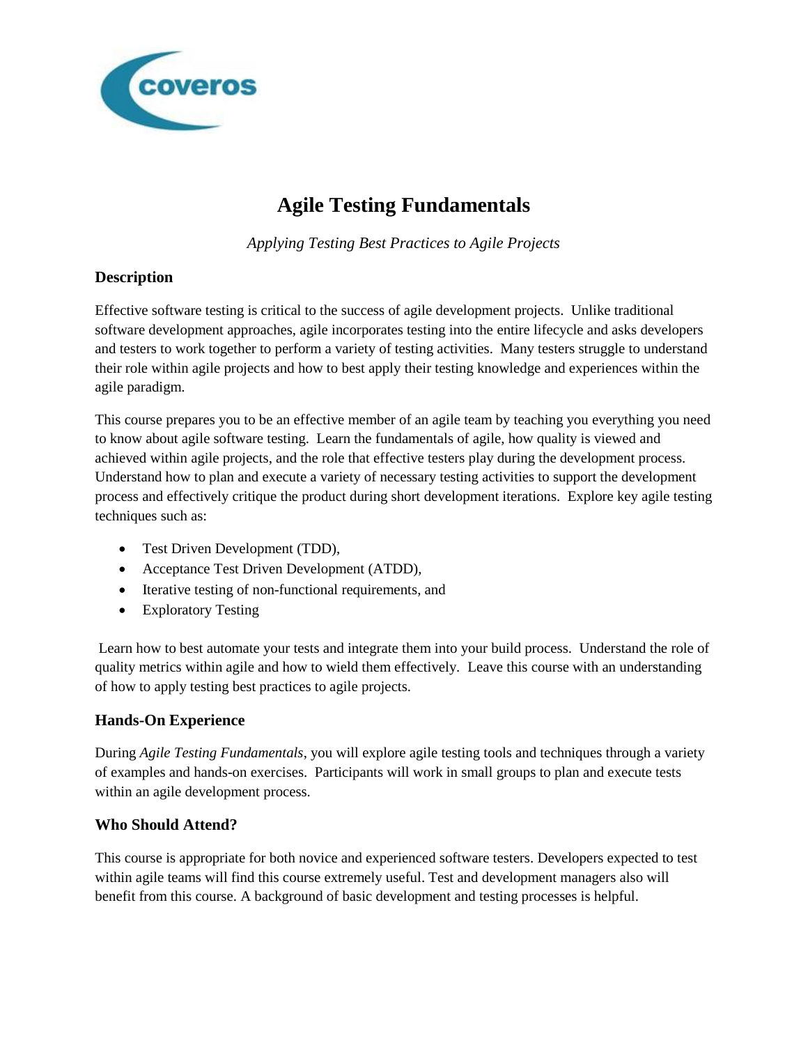# Agile Testing Fundamentals

*Applying Testing Best Practices to Agile Projects*

### Description

Effective software testing is critical to the success of agile development projects. Unlike traditional software development approaches, agile incorporates testing into the entire lifecycle and asks developers and testers to work together to perform a variety of testing activities. Many testers struggle to understand their role within agile projects and how to best apply their testing knowledge and experiences within the agile paradigm.

This course prepares you to be an effective member of an agile team by teaching you everything you need to know about agile software testing. Learn the fundamentals of agile, how quality is viewed and achieved within agile projects, and the role that effective testers play during the development process. Understand how to plan and execute a variety of necessary testing activities to support the development process and effectively critique the product during short development iterations. Explore key agile testing techniques such as:

- Test Driven Development (TDD),
- Acceptance Test Driven Development (ATDD),
- Iterative testing of non-functional requirements, and
- Exploratory Testing

Learn how to best automate your tests and integrate them into your build process. Understand the role of quality metrics within agile and how to wield them effectively. Leave this course with an understanding of how to apply testing best practices to agile projects.

### Hands-On Experience

During *Agile Testing Fundamentals*, you will explore agile testing tools and techniques through a variety of examples and hands-on exercises. Participants will work in small groups to plan and execute tests within an agile development process.

### Who Should Attend?

This course is appropriate for both novice and experienced software testers. Developers expected to test within agile teams will find this course extremely useful. Test and development managers also will benefit from this course. A background of basic development and testing processes is helpful.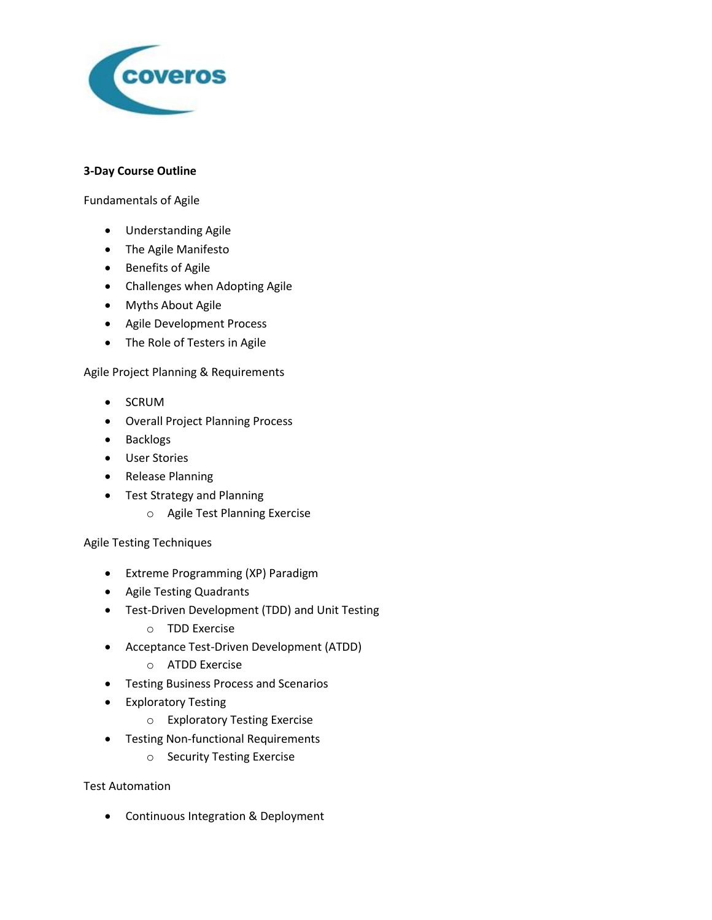**3-Day Course Outline**

Fundamentals of Agile

- Understanding Agile
- The Agile Manifesto
- Benefits of Agile
- Challenges when Adopting Agile
- Myths About Agile
- Agile Development Process
- The Role of Testers in Agile

Agile Project Planning & Requirements

- SCRUM
- Overall Project Planning Process
- Backlogs
- User Stories
- Release Planning
- Test Strategy and Planning
  - Agile Test Planning Exercise

Agile Testing Techniques

- Extreme Programming (XP) Paradigm
- Agile Testing Quadrants
- Test-Driven Development (TDD) and Unit Testing
  - TDD Exercise
- Acceptance Test-Driven Development (ATDD)
  - ATDD Exercise
- Testing Business Process and Scenarios
- Exploratory Testing
  - Exploratory Testing Exercise
- Testing Non-functional Requirements
  - Security Testing Exercise

Test Automation

- Continuous Integration & Deployment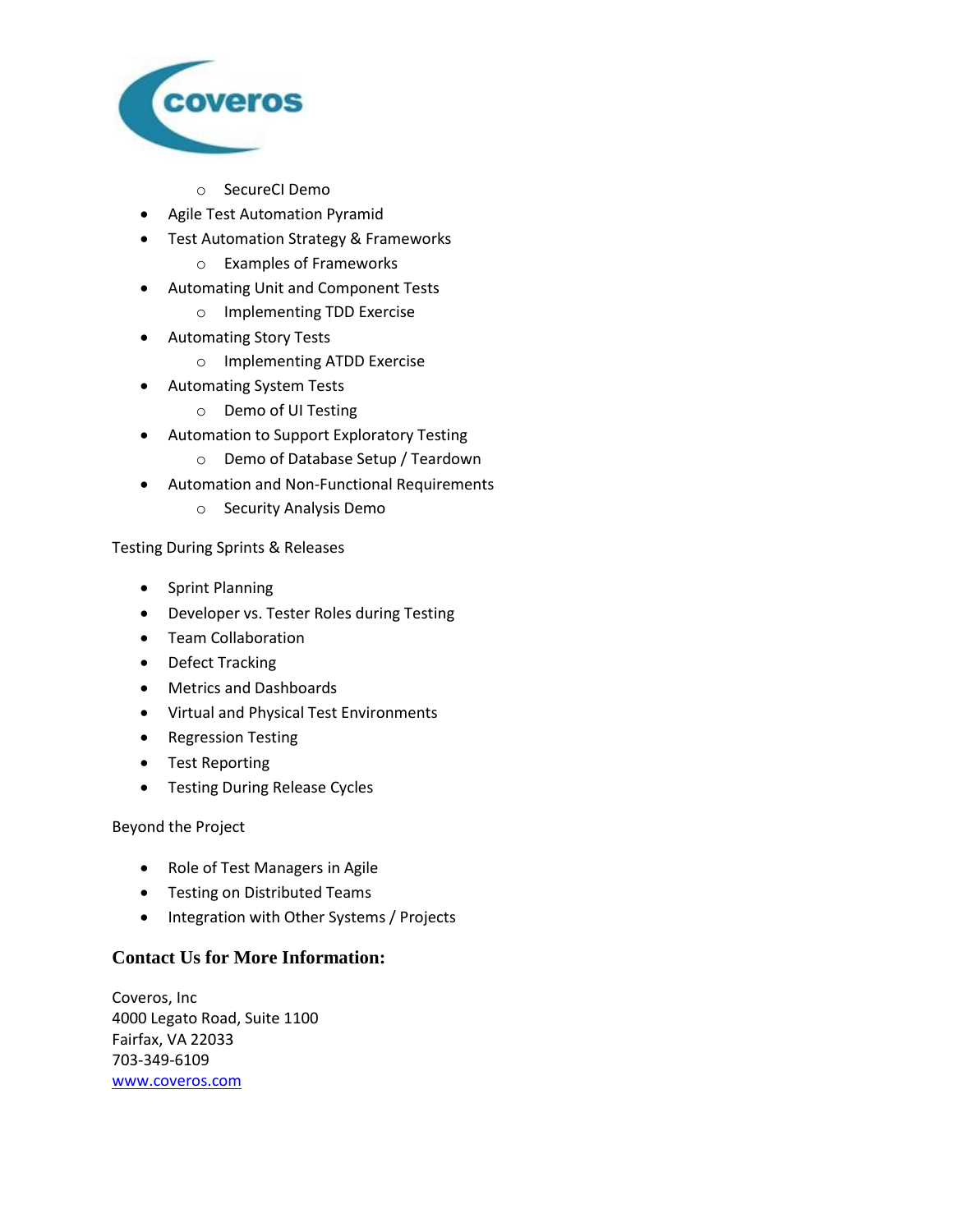- SecureCI Demo

- Agile Test Automation Pyramid
- Test Automation Strategy & Frameworks
    - Examples of Frameworks
- Automating Unit and Component Tests
    - Implementing TDD Exercise
- Automating Story Tests
    - Implementing ATDD Exercise
- Automating System Tests
    - Demo of UI Testing
- Automation to Support Exploratory Testing
    - Demo of Database Setup / Teardown
- Automation and Non-Functional Requirements
    - Security Analysis Demo

Testing During Sprints & Releases

- Sprint Planning
- Developer vs. Tester Roles during Testing
- Team Collaboration
- Defect Tracking
- Metrics and Dashboards
- Virtual and Physical Test Environments
- Regression Testing
- Test Reporting
- Testing During Release Cycles

Beyond the Project

- Role of Test Managers in Agile
- Testing on Distributed Teams
- Integration with Other Systems / Projects

### Contact Us for More Information:

Coveros, Inc
4000 Legato Road, Suite 1100
Fairfax, VA 22033
703-349-6109
[www.coveros.com](http://www.coveros.com)